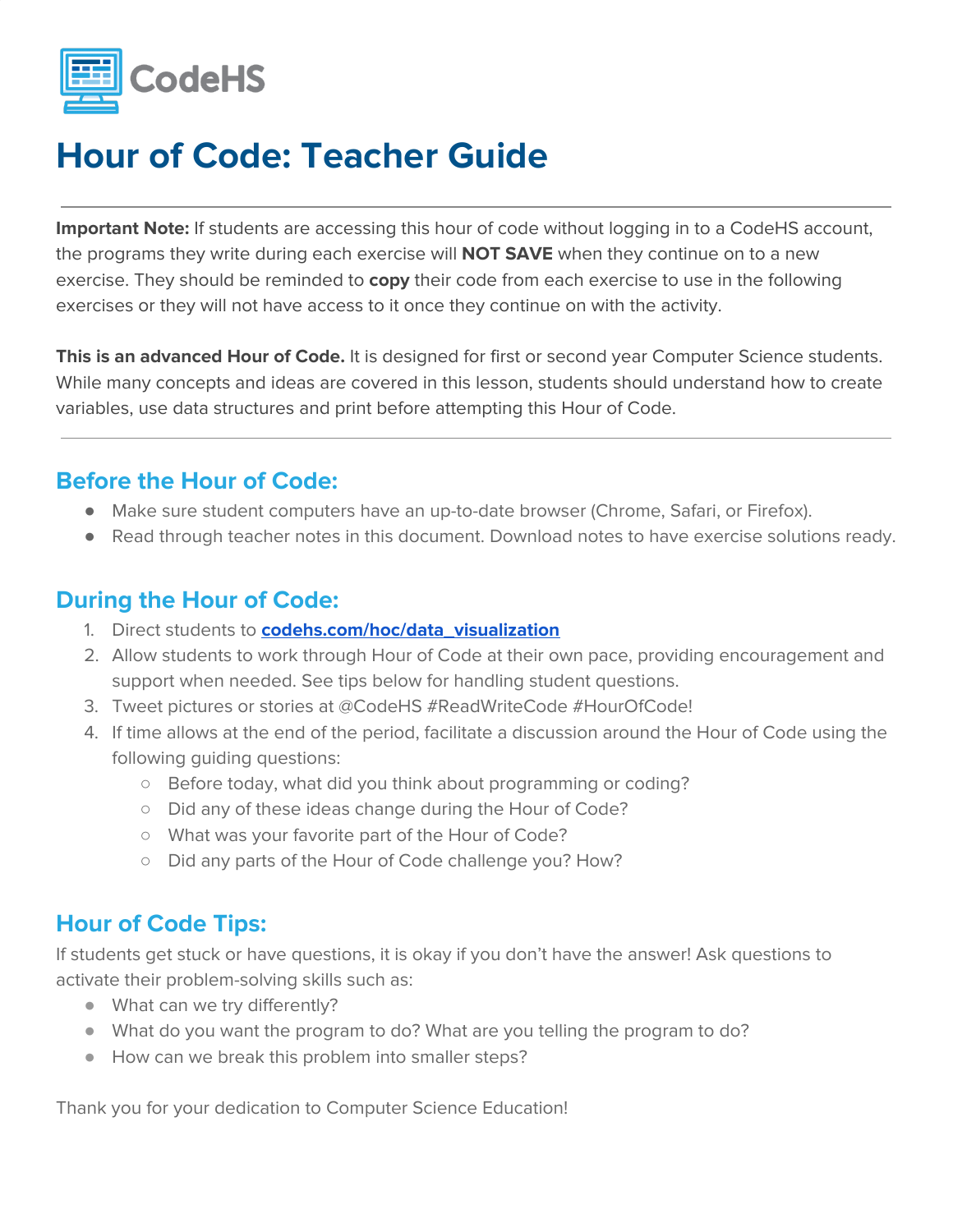CodeHS

# Hour of Code: Teacher Guide

---

**Important Note:** If students are accessing this hour of code without logging in to a CodeHS account, the programs they write during each exercise will **NOT SAVE** when they continue on to a new exercise. They should be reminded to **copy** their code from each exercise to use in the following exercises or they will not have access to it once they continue on with the activity.

**This is an advanced Hour of Code.** It is designed for first or second year Computer Science students. While many concepts and ideas are covered in this lesson, students should understand how to create variables, use data structures and print before attempting this Hour of Code.

---

## Before the Hour of Code:

- Make sure student computers have an up-to-date browser (Chrome, Safari, or Firefox).
- Read through teacher notes in this document. Download notes to have exercise solutions ready.

## During the Hour of Code:

1. Direct students to **codehs.com/hoc/data_visualization**
2. Allow students to work through Hour of Code at their own pace, providing encouragement and support when needed. See tips below for handling student questions.
3. Tweet pictures or stories at @CodeHS #ReadWriteCode #HourOfCode!
4. If time allows at the end of the period, facilitate a discussion around the Hour of Code using the following guiding questions:
   - Before today, what did you think about programming or coding?
   - Did any of these ideas change during the Hour of Code?
   - What was your favorite part of the Hour of Code?
   - Did any parts of the Hour of Code challenge you? How?

## Hour of Code Tips:

If students get stuck or have questions, it is okay if you don't have the answer! Ask questions to activate their problem-solving skills such as:

- What can we try differently?
- What do you want the program to do? What are you telling the program to do?
- How can we break this problem into smaller steps?

Thank you for your dedication to Computer Science Education!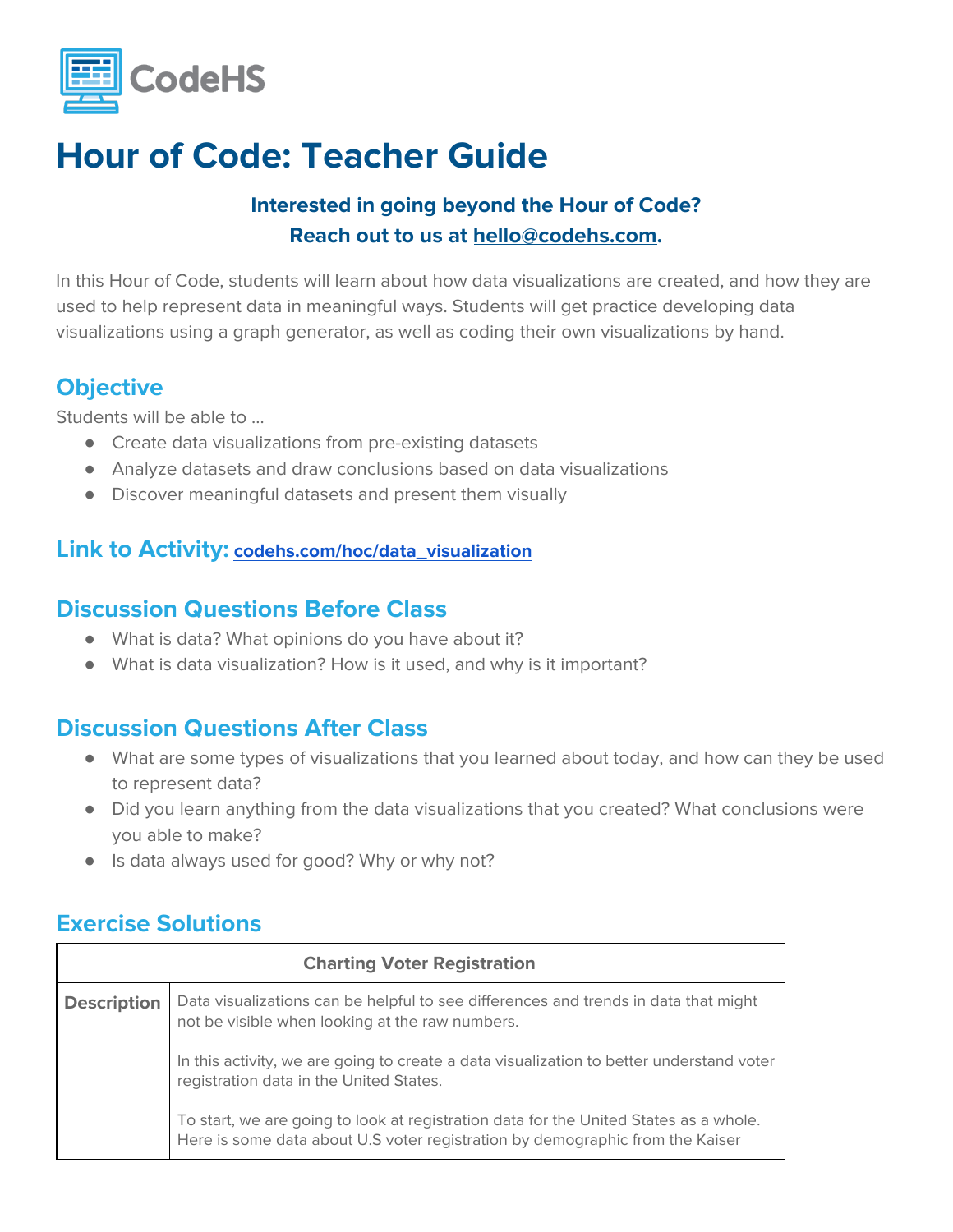CodeHS

# Hour of Code: Teacher Guide

**Interested in going beyond the Hour of Code?**
**Reach out to us at hello@codehs.com.**

In this Hour of Code, students will learn about how data visualizations are created, and how they are used to help represent data in meaningful ways. Students will get practice developing data visualizations using a graph generator, as well as coding their own visualizations by hand.

## Objective

Students will be able to ...

- Create data visualizations from pre-existing datasets
- Analyze datasets and draw conclusions based on data visualizations
- Discover meaningful datasets and present them visually

## Link to Activity: codehs.com/hoc/data_visualization

## Discussion Questions Before Class

- What is data? What opinions do you have about it?
- What is data visualization? How is it used, and why is it important?

## Discussion Questions After Class

- What are some types of visualizations that you learned about today, and how can they be used to represent data?
- Did you learn anything from the data visualizations that you created? What conclusions were you able to make?
- Is data always used for good? Why or why not?

## Exercise Solutions

| Charting Voter Registration | |
|---|---|
| **Description** | Data visualizations can be helpful to see differences and trends in data that might not be visible when looking at the raw numbers.<br><br>In this activity, we are going to create a data visualization to better understand voter registration data in the United States.<br><br>To start, we are going to look at registration data for the United States as a whole. Here is some data about U.S voter registration by demographic from the Kaiser |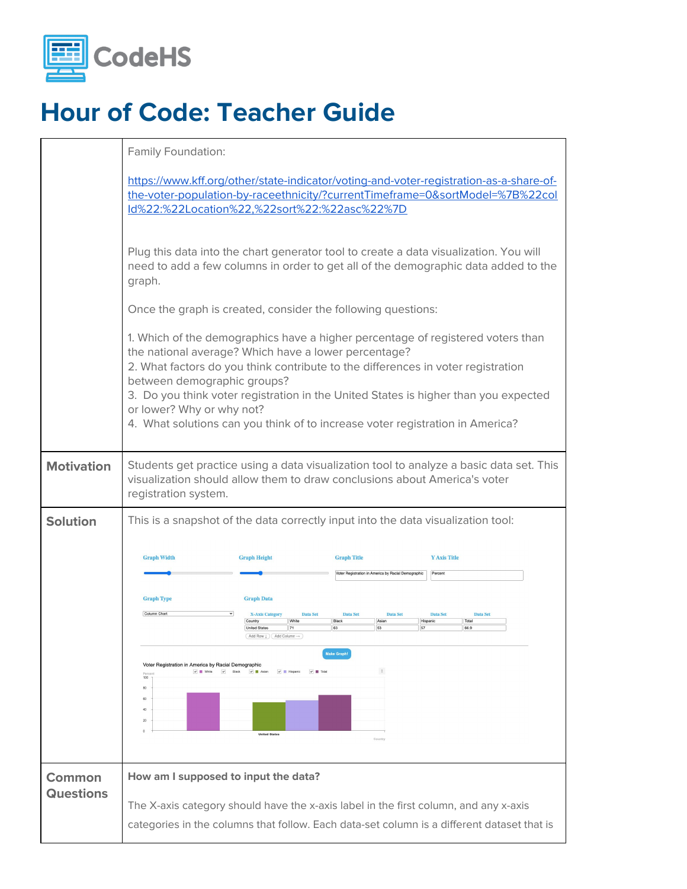# Hour of Code: Teacher Guide

| | |
|---|---|
| | Family Foundation:<br><br>https://www.kff.org/other/state-indicator/voting-and-voter-registration-as-a-share-of-the-voter-population-by-raceethnicity/?currentTimeframe=0&sortModel=%7B%22colId%22:%22Location%22,%22sort%22:%22asc%22%7D<br><br>Plug this data into the chart generator tool to create a data visualization. You will need to add a few columns in order to get all of the demographic data added to the graph.<br><br>Once the graph is created, consider the following questions:<br><br>1. Which of the demographics have a higher percentage of registered voters than the national average? Which have a lower percentage?<br>2. What factors do you think contribute to the differences in voter registration between demographic groups?<br>3. Do you think voter registration in the United States is higher than you expected or lower? Why or why not?<br>4. What solutions can you think of to increase voter registration in America? |
| **Motivation** | Students get practice using a data visualization tool to analyze a basic data set. This visualization should allow them to draw conclusions about America's voter registration system. |
| **Solution** | This is a snapshot of the data correctly input into the data visualization tool:<br><br>Graph Title: Voter Registration in America by Racial Demographic; Y Axis Title: Percent; Graph Type: Column Chart<br><br>Graph Data: X-Axis Category: Country / United States; White: 71; Black: 63; Asian: 53; Hispanic: 57; Total: 66.9 |
| **Common Questions** | **How am I supposed to input the data?**<br><br>The X-axis category should have the x-axis label in the first column, and any x-axis categories in the columns that follow. Each data-set column is a different dataset that is |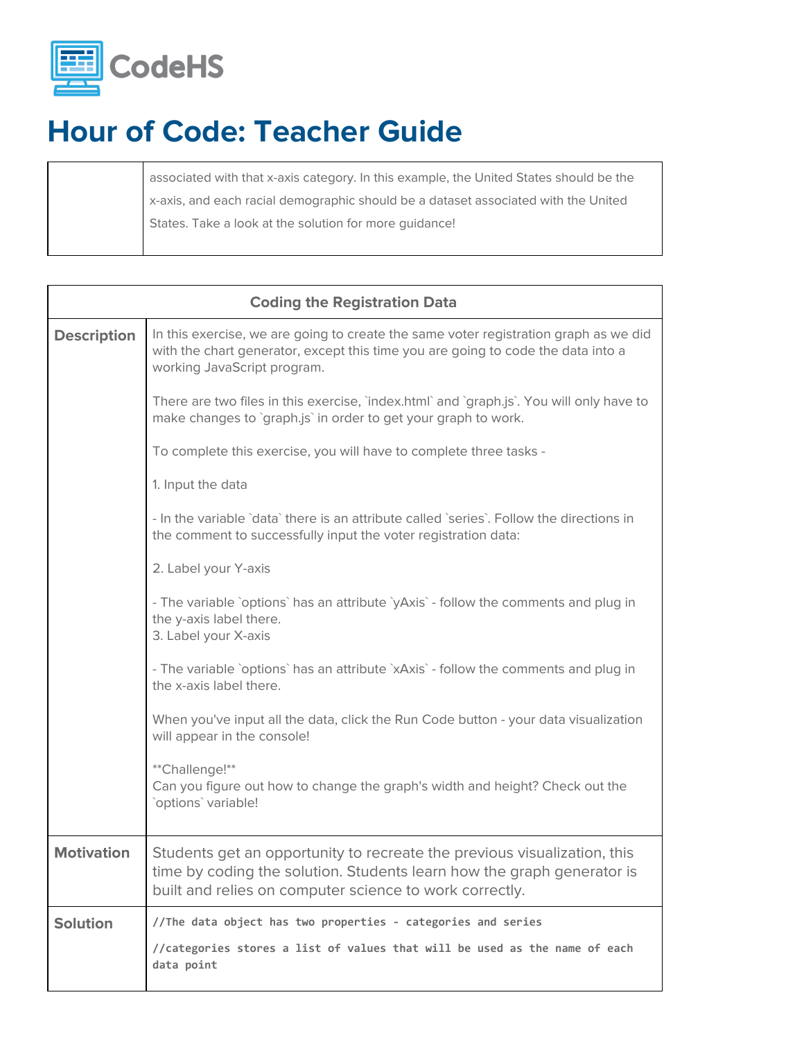# Hour of Code: Teacher Guide

| | |
|---|---|
| | associated with that x-axis category. In this example, the United States should be the x-axis, and each racial demographic should be a dataset associated with the United States. Take a look at the solution for more guidance! |

| Coding the Registration Data | |
|---|---|
| **Description** | In this exercise, we are going to create the same voter registration graph as we did with the chart generator, except this time you are going to code the data into a working JavaScript program.<br><br>There are two files in this exercise, `index.html` and `graph.js`. You will only have to make changes to `graph.js` in order to get your graph to work.<br><br>To complete this exercise, you will have to complete three tasks -<br><br>1. Input the data<br><br>- In the variable `data` there is an attribute called `series`. Follow the directions in the comment to successfully input the voter registration data:<br><br>2. Label your Y-axis<br><br>- The variable `options` has an attribute `yAxis` - follow the comments and plug in the y-axis label there.<br>3. Label your X-axis<br><br>- The variable `options` has an attribute `xAxis` - follow the comments and plug in the x-axis label there.<br><br>When you've input all the data, click the Run Code button - your data visualization will appear in the console!<br><br>**Challenge!**<br>Can you figure out how to change the graph's width and height? Check out the `options` variable! |
| **Motivation** | Students get an opportunity to recreate the previous visualization, this time by coding the solution. Students learn how the graph generator is built and relies on computer science to work correctly. |
| **Solution** | `//The data object has two properties - categories and series`<br><br>`//categories stores a list of values that will be used as the name of each data point` |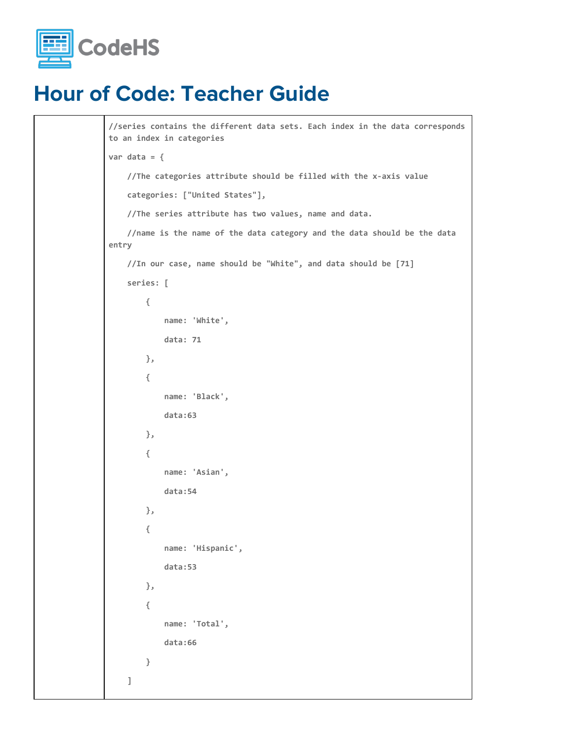# Hour of Code: Teacher Guide

| | |
|---|---|
| | ```
//series contains the different data sets. Each index in the data corresponds to an index in categories

var data = {

    //The categories attribute should be filled with the x-axis value

    categories: ["United States"],

    //The series attribute has two values, name and data.

    //name is the name of the data category and the data should be the data entry

    //In our case, name should be "White", and data should be [71]

    series: [

        {

            name: 'White',

            data: 71

        },

        {

            name: 'Black',

            data:63

        },

        {

            name: 'Asian',

            data:54

        },

        {

            name: 'Hispanic',

            data:53

        },

        {

            name: 'Total',

            data:66

        }

    ]
``` |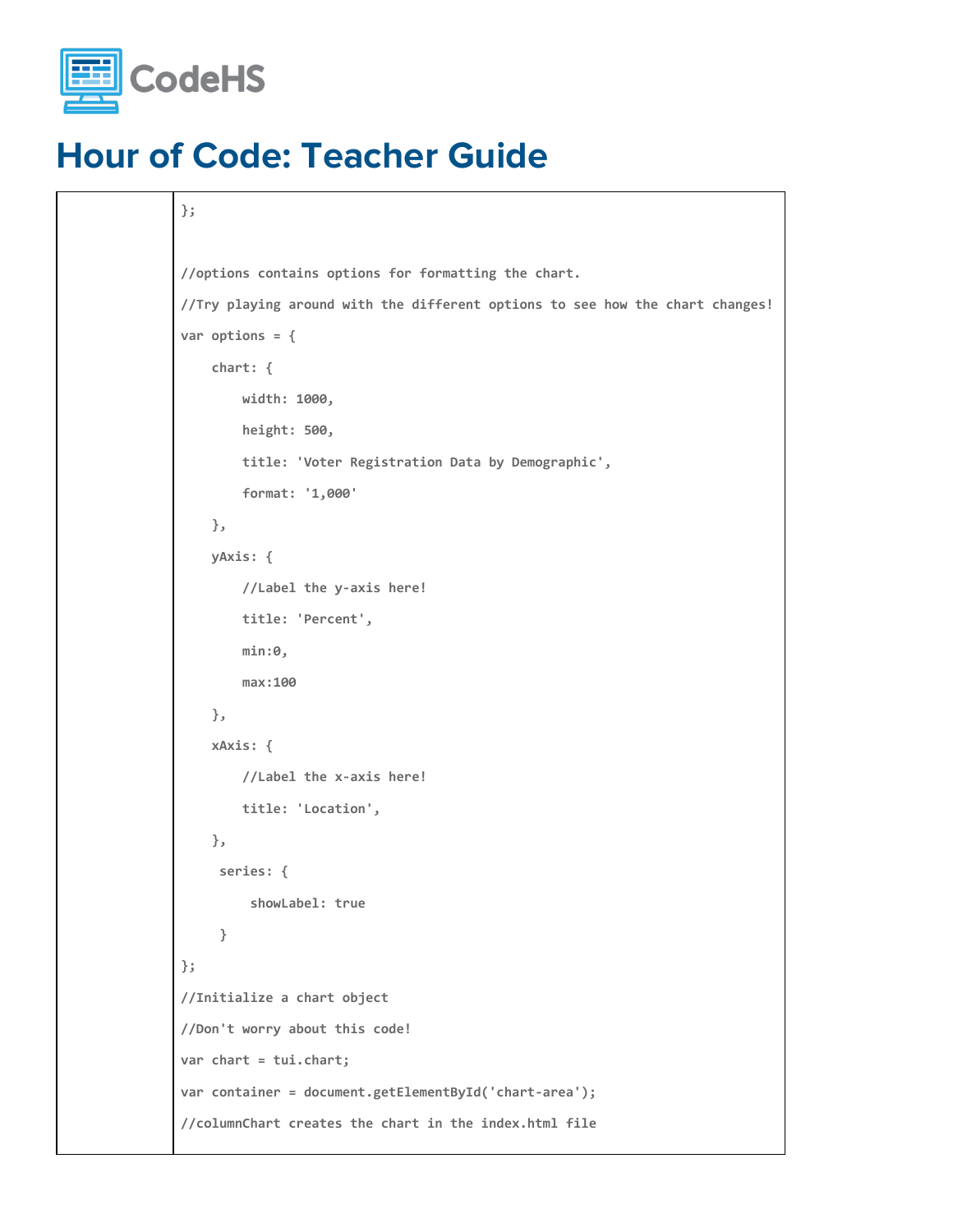# Hour of Code: Teacher Guide

| | |
|---|---|
| | ```<br>};<br><br>//options contains options for formatting the chart.<br>//Try playing around with the different options to see how the chart changes!<br>var options = {<br>    chart: {<br>        width: 1000,<br>        height: 500,<br>        title: 'Voter Registration Data by Demographic',<br>        format: '1,000'<br>    },<br>    yAxis: {<br>        //Label the y-axis here!<br>        title: 'Percent',<br>        min:0,<br>        max:100<br>    },<br>    xAxis: {<br>        //Label the x-axis here!<br>        title: 'Location',<br>    },<br>     series: {<br>         showLabel: true<br>     }<br>};<br>//Initialize a chart object<br>//Don't worry about this code!<br>var chart = tui.chart;<br>var container = document.getElementById('chart-area');<br>//columnChart creates the chart in the index.html file<br>``` |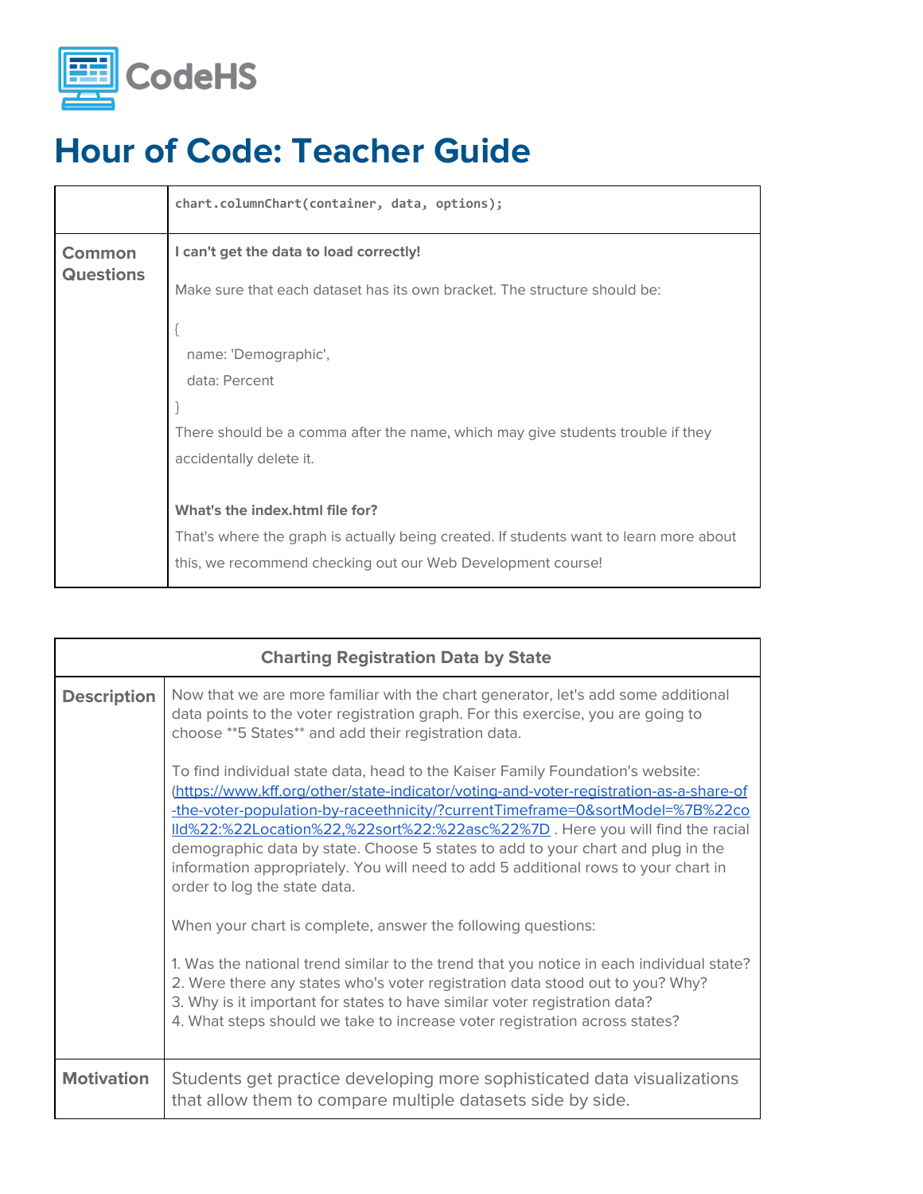# Hour of Code: Teacher Guide

| | |
|---|---|
| | `chart.columnChart(container, data, options);` |
| **Common Questions** | **I can't get the data to load correctly!**<br><br>Make sure that each dataset has its own bracket. The structure should be:<br><br>{<br>name: 'Demographic',<br>data: Percent<br>}<br>There should be a comma after the name, which may give students trouble if they accidentally delete it.<br><br>**What's the index.html file for?**<br>That's where the graph is actually being created. If students want to learn more about this, we recommend checking out our Web Development course! |

| Charting Registration Data by State | |
|---|---|
| **Description** | Now that we are more familiar with the chart generator, let's add some additional data points to the voter registration graph. For this exercise, you are going to choose **5 States** and add their registration data.<br><br>To find individual state data, head to the Kaiser Family Foundation's website: (https://www.kff.org/other/state-indicator/voting-and-voter-registration-as-a-share-of-the-voter-population-by-raceethnicity/?currentTimeframe=0&sortModel=%7B%22colId%22:%22Location%22,%22sort%22:%22asc%22%7D . Here you will find the racial demographic data by state. Choose 5 states to add to your chart and plug in the information appropriately. You will need to add 5 additional rows to your chart in order to log the state data.<br><br>When your chart is complete, answer the following questions:<br><br>1. Was the national trend similar to the trend that you notice in each individual state?<br>2. Were there any states who's voter registration data stood out to you? Why?<br>3. Why is it important for states to have similar voter registration data?<br>4. What steps should we take to increase voter registration across states? |
| **Motivation** | Students get practice developing more sophisticated data visualizations that allow them to compare multiple datasets side by side. |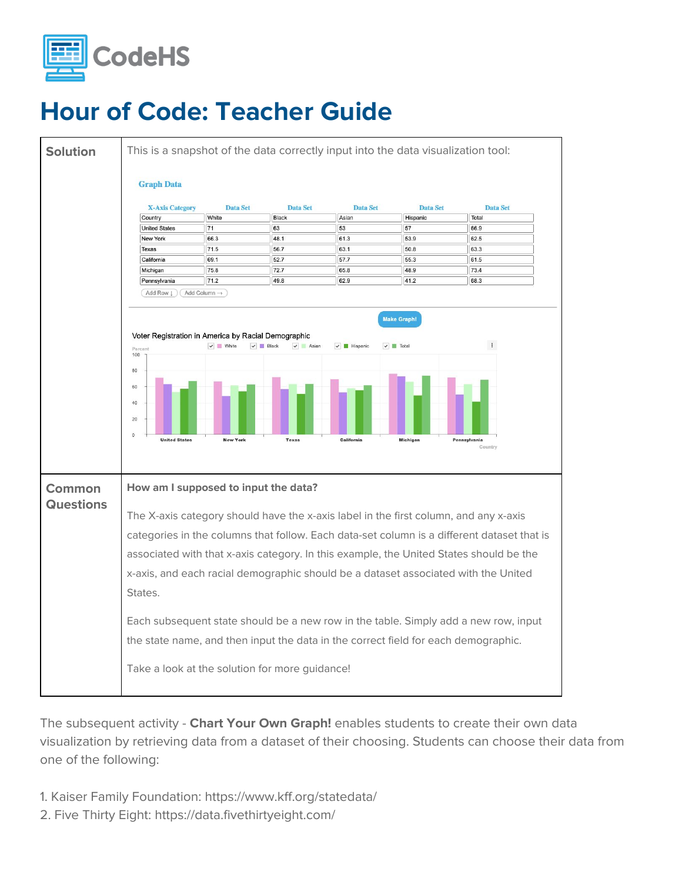# Hour of Code: Teacher Guide

<table>
<tr>
<td><strong>Solution</strong></td>
<td>

This is a snapshot of the data correctly input into the data visualization tool:

**Graph Data**

| X-Axis Category | Data Set | Data Set | Data Set | Data Set | Data Set |
|---|---|---|---|---|---|
| Country | White | Black | Asian | Hispanic | Total |
| United States | 71 | 63 | 53 | 57 | 66.9 |
| New York | 66.3 | 48.1 | 61.3 | 53.9 | 62.5 |
| Texas | 71.5 | 56.7 | 63.1 | 50.8 | 63.3 |
| California | 69.1 | 52.7 | 57.7 | 55.3 | 61.5 |
| Michigan | 75.8 | 72.7 | 65.8 | 48.9 | 73.4 |
| Pennsylvania | 71.2 | 49.8 | 62.9 | 41.2 | 68.3 |

Add Row ↓ Add Column →

Make Graph!

Voter Registration in America by Racial Demographic

</td>
</tr>
<tr>
<td><strong>Common Questions</strong></td>
<td>

**How am I supposed to input the data?**

The X-axis category should have the x-axis label in the first column, and any x-axis categories in the columns that follow. Each data-set column is a different dataset that is associated with that x-axis category. In this example, the United States should be the x-axis, and each racial demographic should be a dataset associated with the United States.

Each subsequent state should be a new row in the table. Simply add a new row, input the state name, and then input the data in the correct field for each demographic.

Take a look at the solution for more guidance!

</td>
</tr>
</table>

The subsequent activity - **Chart Your Own Graph!** enables students to create their own data visualization by retrieving data from a dataset of their choosing. Students can choose their data from one of the following:

1. Kaiser Family Foundation: https://www.kff.org/statedata/
2. Five Thirty Eight: https://data.fivethirtyeight.com/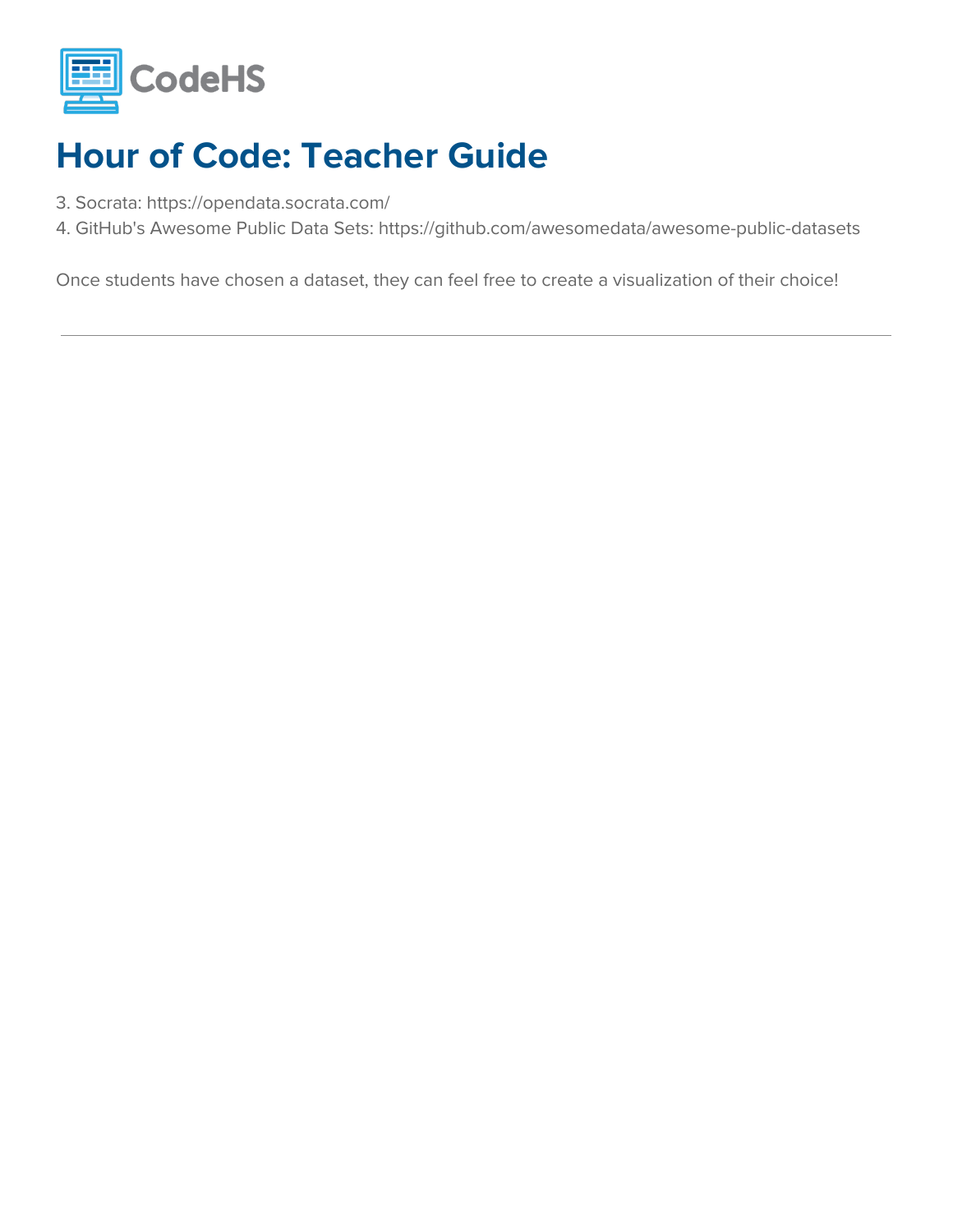3. Socrata: https://opendata.socrata.com/
4. GitHub's Awesome Public Data Sets: https://github.com/awesomedata/awesome-public-datasets

Once students have chosen a dataset, they can feel free to create a visualization of their choice!

---